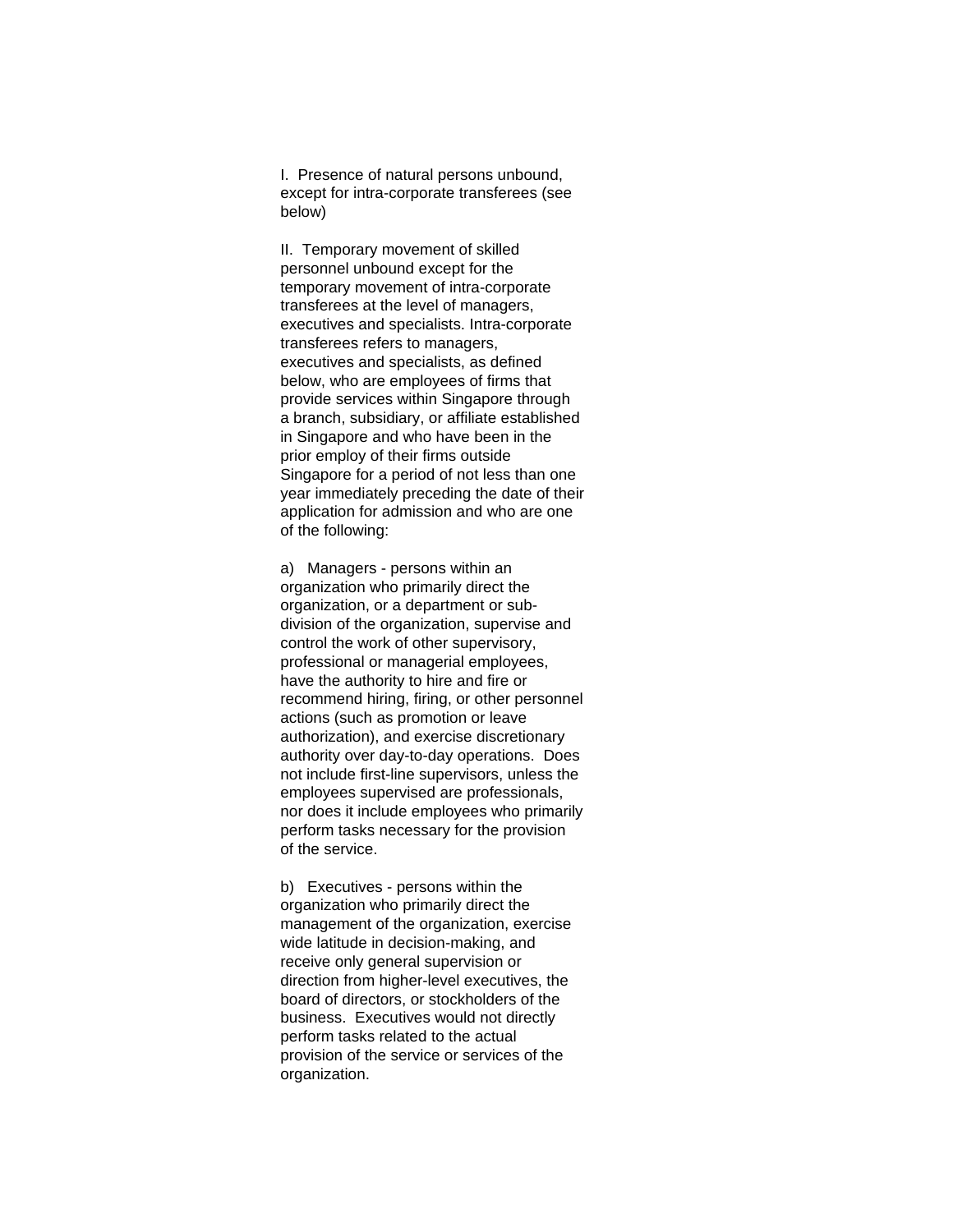I. Presence of natural persons unbound, except for intra-corporate transferees (see below)

II. Temporary movement of skilled personnel unbound except for the temporary movement of intra-corporate transferees at the level of managers, executives and specialists. Intra-corporate transferees refers to managers, executives and specialists, as defined below, who are employees of firms that provide services within Singapore through a branch, subsidiary, or affiliate established in Singapore and who have been in the prior employ of their firms outside Singapore for a period of not less than one year immediately preceding the date of their application for admission and who are one of the following:

a) Managers - persons within an organization who primarily direct the organization, or a department or sub-division of the organization, supervise and control the work of other supervisory, professional or managerial employees, have the authority to hire and fire or recommend hiring, firing, or other personnel actions (such as promotion or leave authorization), and exercise discretionary authority over day-to-day operations. Does not include first-line supervisors, unless the employees supervised are professionals, nor does it include employees who primarily perform tasks necessary for the provision of the service.

b) Executives - persons within the organization who primarily direct the management of the organization, exercise wide latitude in decision-making, and receive only general supervision or direction from higher-level executives, the board of directors, or stockholders of the business. Executives would not directly perform tasks related to the actual provision of the service or services of the organization.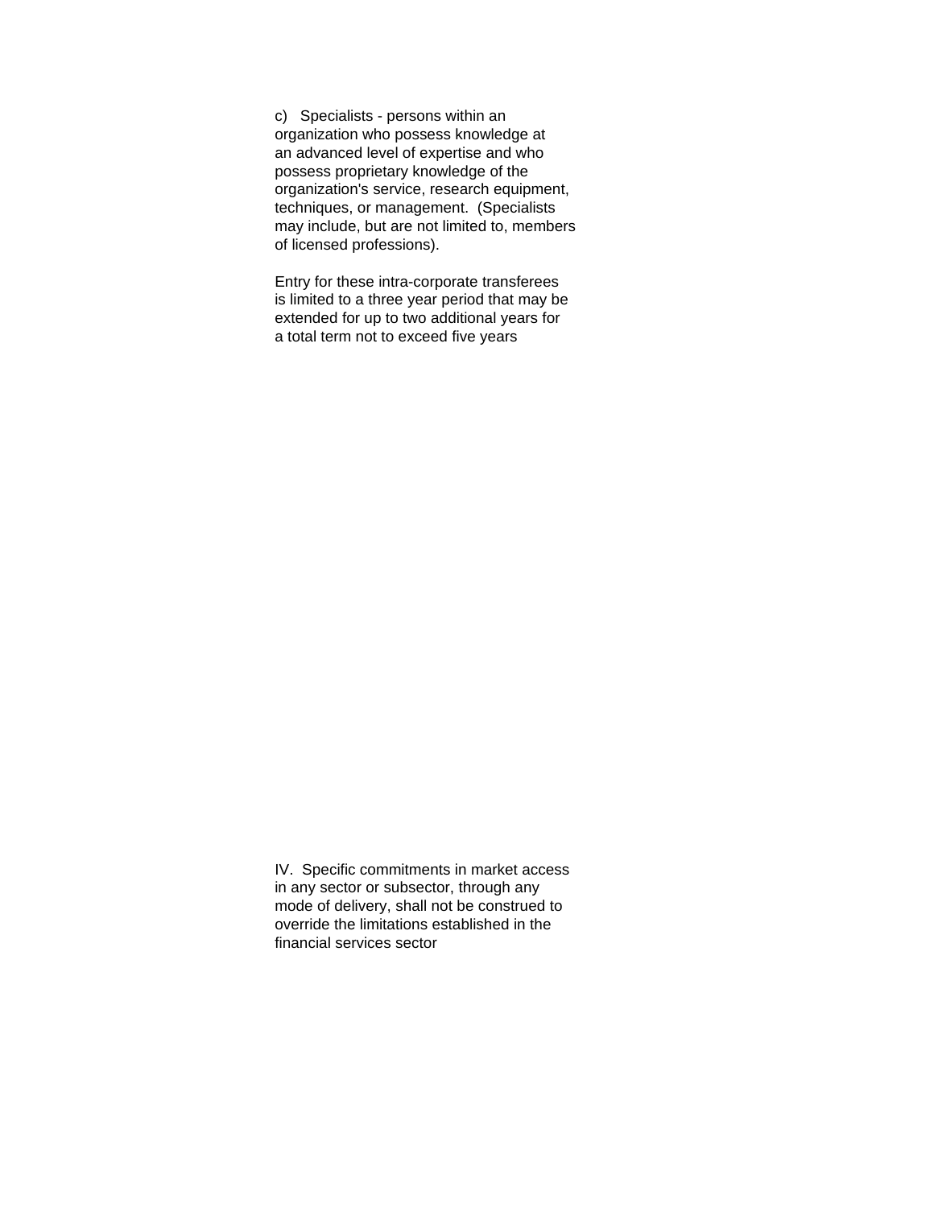c) Specialists - persons within an organization who possess knowledge at an advanced level of expertise and who possess proprietary knowledge of the organization's service, research equipment, techniques, or management. (Specialists may include, but are not limited to, members of licensed professions).

Entry for these intra-corporate transferees is limited to a three year period that may be extended for up to two additional years for a total term not to exceed five years

IV. Specific commitments in market access in any sector or subsector, through any mode of delivery, shall not be construed to override the limitations established in the financial services sector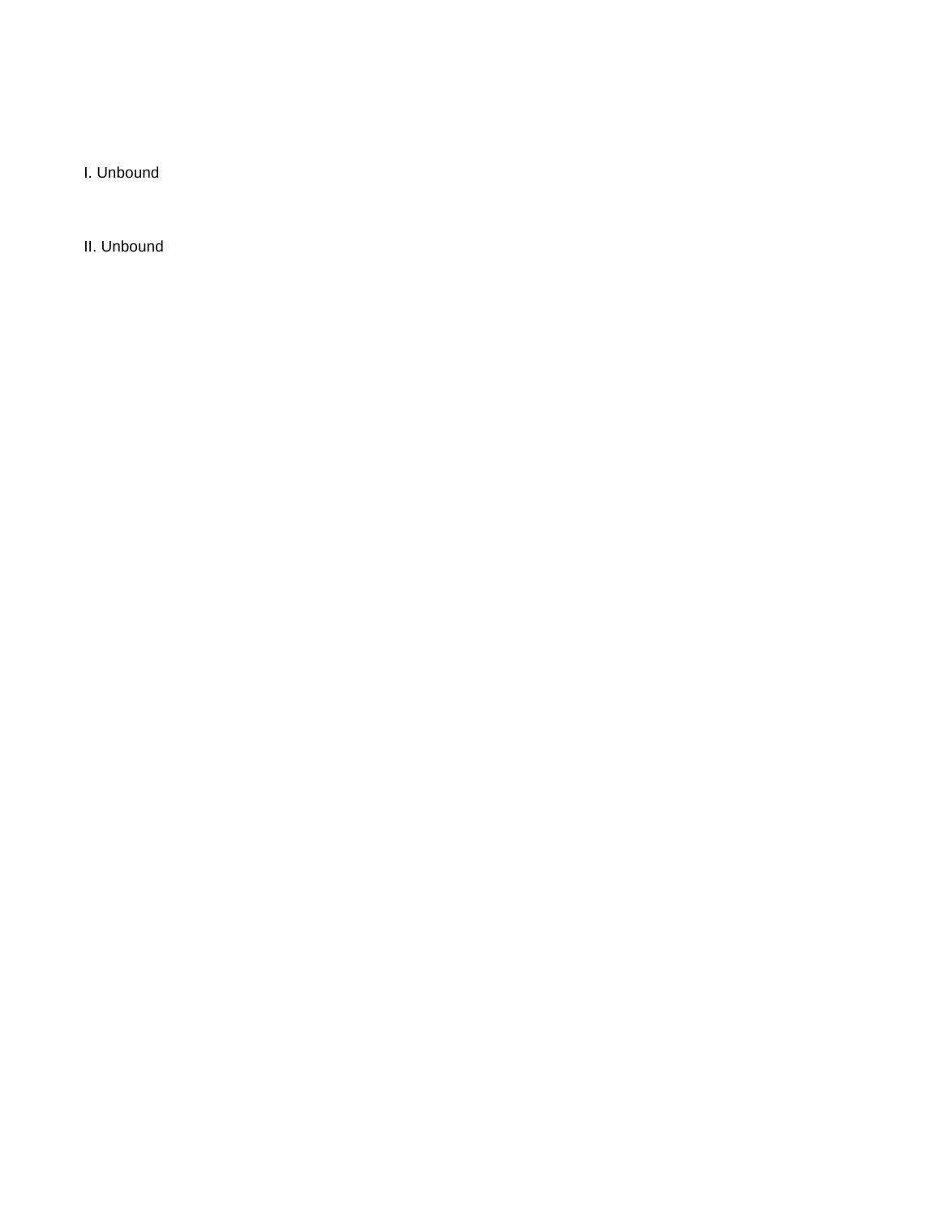I. Unbound

II. Unbound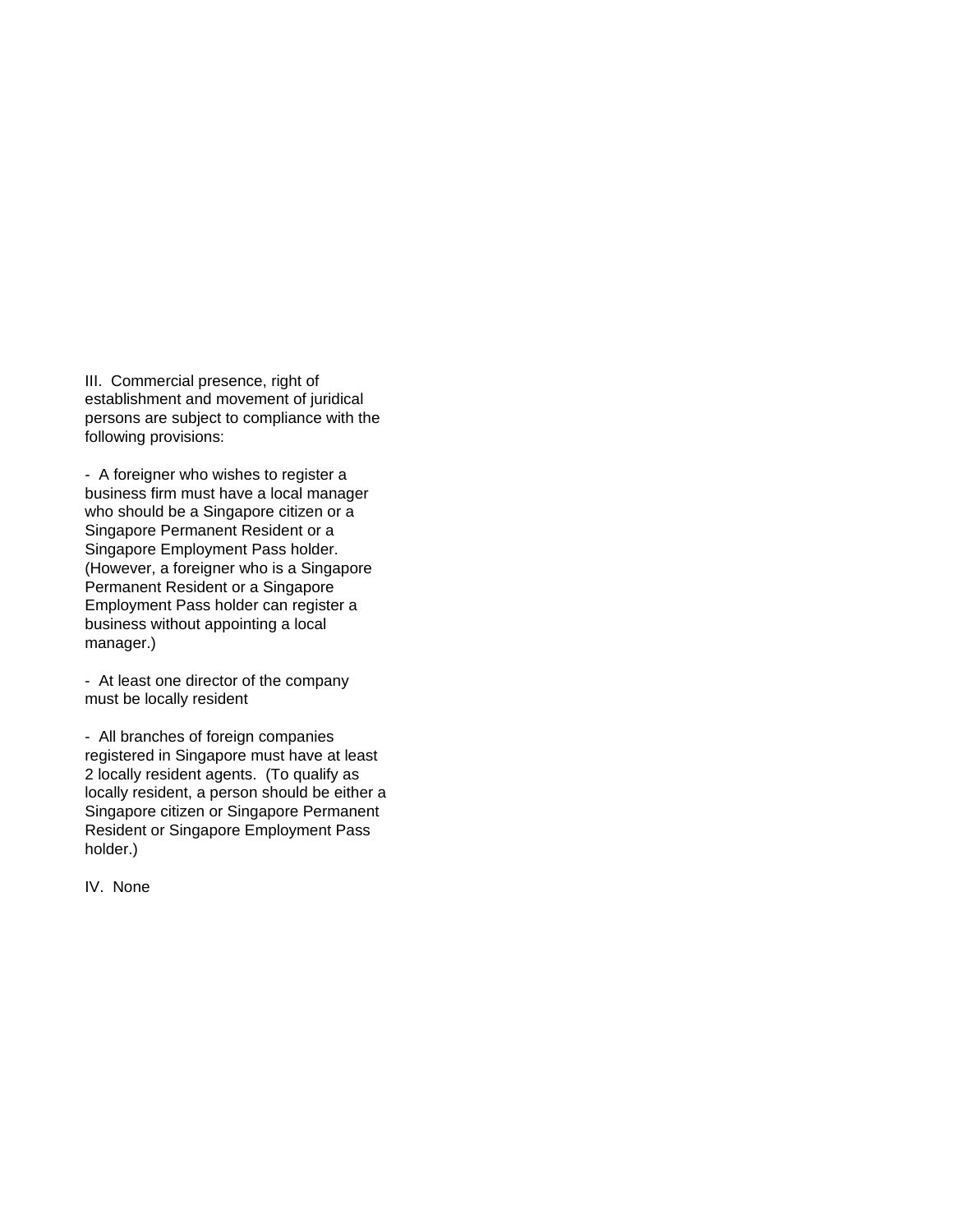III. Commercial presence, right of establishment and movement of juridical persons are subject to compliance with the following provisions:

- A foreigner who wishes to register a business firm must have a local manager who should be a Singapore citizen or a Singapore Permanent Resident or a Singapore Employment Pass holder. (However, a foreigner who is a Singapore Permanent Resident or a Singapore Employment Pass holder can register a business without appointing a local manager.)

- At least one director of the company must be locally resident

- All branches of foreign companies registered in Singapore must have at least 2 locally resident agents. (To qualify as locally resident, a person should be either a Singapore citizen or Singapore Permanent Resident or Singapore Employment Pass holder.)

IV. None